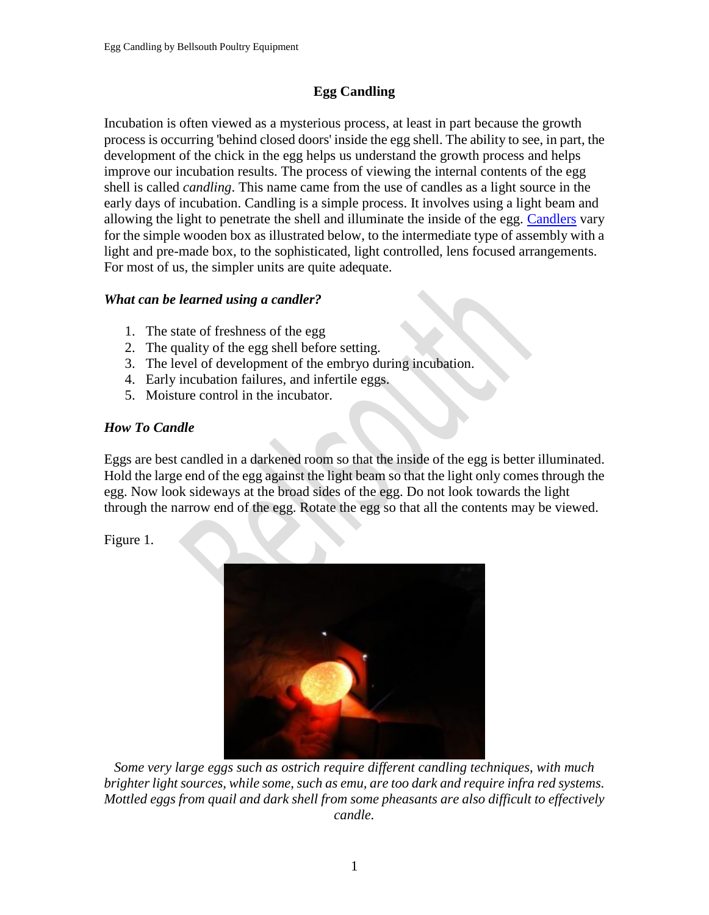# Egg Candling

Incubation is often viewed as a mysterious process, at least in part because the growth process is occurring 'behind closed doors' inside the egg shell. The ability to see, in part, the development of the chick in the egg helps us understand the growth process and helps improve our incubation results. The process of viewing the internal contents of the egg shell is called *candling*. This name came from the use of candles as a light source in the early days of incubation. Candling is a simple process. It involves using a light beam and allowing the light to penetrate the shell and illuminate the inside of the egg. Candlers vary for the simple wooden box as illustrated below, to the intermediate type of assembly with a light and pre-made box, to the sophisticated, light controlled, lens focused arrangements. For most of us, the simpler units are quite adequate.

### *What can be learned using a candler?*

1. The state of freshness of the egg
2. The quality of the egg shell before setting.
3. The level of development of the embryo during incubation.
4. Early incubation failures, and infertile eggs.
5. Moisture control in the incubator.

### *How To Candle*

Eggs are best candled in a darkened room so that the inside of the egg is better illuminated. Hold the large end of the egg against the light beam so that the light only comes through the egg. Now look sideways at the broad sides of the egg. Do not look towards the light through the narrow end of the egg. Rotate the egg so that all the contents may be viewed.

Figure 1.

*Some very large eggs such as ostrich require different candling techniques, with much brighter light sources, while some, such as emu, are too dark and require infra red systems. Mottled eggs from quail and dark shell from some pheasants are also difficult to effectively candle.*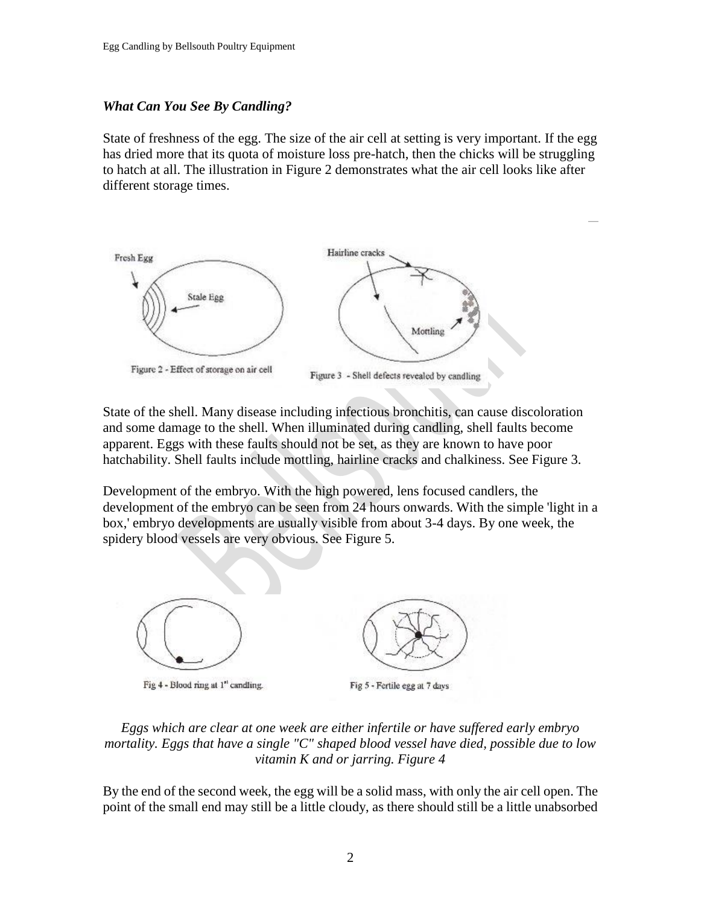### *What Can You See By Candling?*

State of freshness of the egg. The size of the air cell at setting is very important. If the egg has dried more that its quota of moisture loss pre-hatch, then the chicks will be struggling to hatch at all. The illustration in Figure 2 demonstrates what the air cell looks like after different storage times.

Figure 2 - Effect of storage on air cell

Figure 3 - Shell defects revealed by candling

State of the shell. Many disease including infectious bronchitis, can cause discoloration and some damage to the shell. When illuminated during candling, shell faults become apparent. Eggs with these faults should not be set, as they are known to have poor hatchability. Shell faults include mottling, hairline cracks and chalkiness. See Figure 3.

Development of the embryo. With the high powered, lens focused candlers, the development of the embryo can be seen from 24 hours onwards. With the simple 'light in a box,' embryo developments are usually visible from about 3-4 days. By one week, the spidery blood vessels are very obvious. See Figure 5.

Fig 4 - Blood ring at 1st candling.

Fig 5 - Fertile egg at 7 days

*Eggs which are clear at one week are either infertile or have suffered early embryo mortality. Eggs that have a single "C" shaped blood vessel have died, possible due to low vitamin K and or jarring. Figure 4*

By the end of the second week, the egg will be a solid mass, with only the air cell open. The point of the small end may still be a little cloudy, as there should still be a little unabsorbed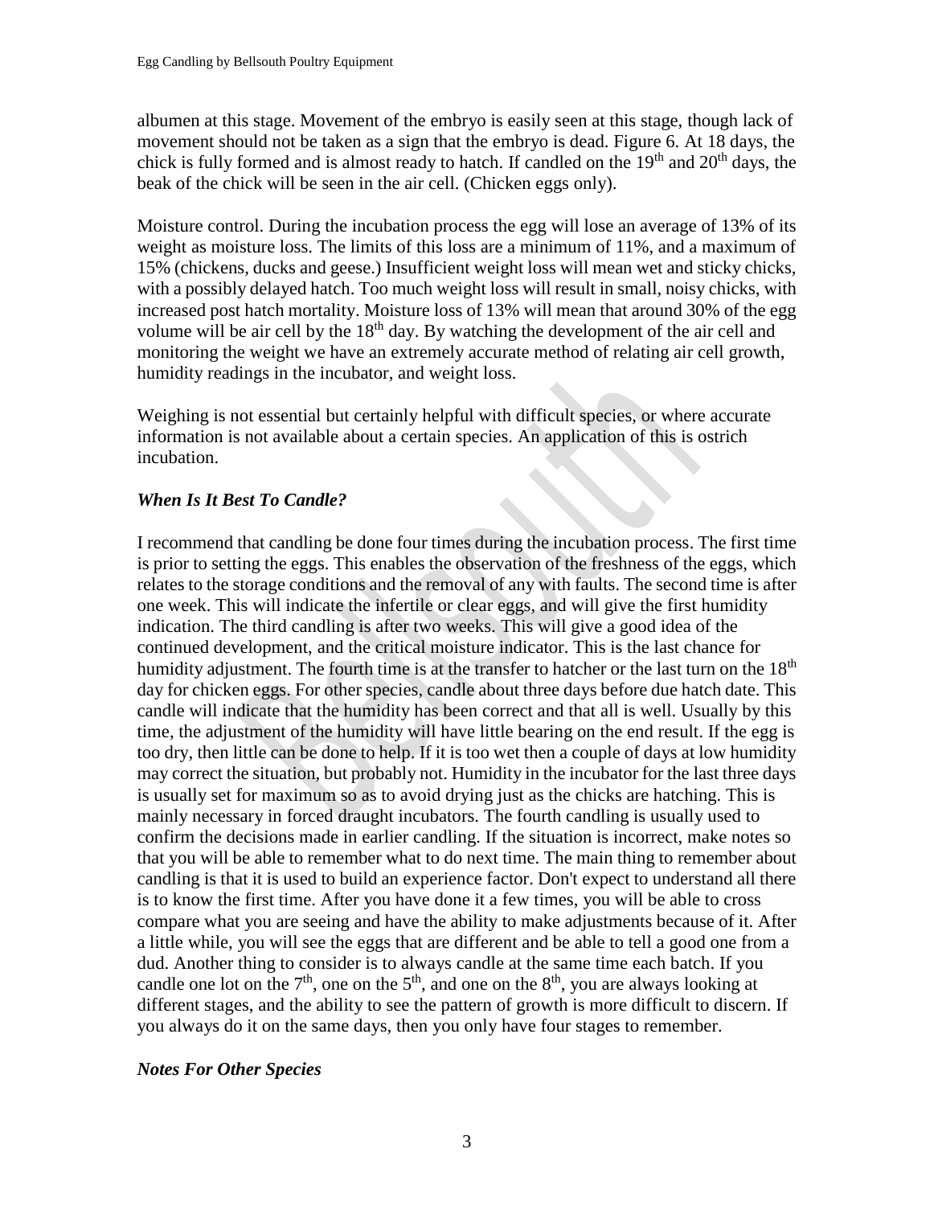albumen at this stage. Movement of the embryo is easily seen at this stage, though lack of movement should not be taken as a sign that the embryo is dead. Figure 6. At 18 days, the chick is fully formed and is almost ready to hatch. If candled on the 19th and 20th days, the beak of the chick will be seen in the air cell. (Chicken eggs only).

Moisture control. During the incubation process the egg will lose an average of 13% of its weight as moisture loss. The limits of this loss are a minimum of 11%, and a maximum of 15% (chickens, ducks and geese.) Insufficient weight loss will mean wet and sticky chicks, with a possibly delayed hatch. Too much weight loss will result in small, noisy chicks, with increased post hatch mortality. Moisture loss of 13% will mean that around 30% of the egg volume will be air cell by the 18th day. By watching the development of the air cell and monitoring the weight we have an extremely accurate method of relating air cell growth, humidity readings in the incubator, and weight loss.

Weighing is not essential but certainly helpful with difficult species, or where accurate information is not available about a certain species. An application of this is ostrich incubation.

### *When Is It Best To Candle?*

I recommend that candling be done four times during the incubation process. The first time is prior to setting the eggs. This enables the observation of the freshness of the eggs, which relates to the storage conditions and the removal of any with faults. The second time is after one week. This will indicate the infertile or clear eggs, and will give the first humidity indication. The third candling is after two weeks. This will give a good idea of the continued development, and the critical moisture indicator. This is the last chance for humidity adjustment. The fourth time is at the transfer to hatcher or the last turn on the 18th day for chicken eggs. For other species, candle about three days before due hatch date. This candle will indicate that the humidity has been correct and that all is well. Usually by this time, the adjustment of the humidity will have little bearing on the end result. If the egg is too dry, then little can be done to help. If it is too wet then a couple of days at low humidity may correct the situation, but probably not. Humidity in the incubator for the last three days is usually set for maximum so as to avoid drying just as the chicks are hatching. This is mainly necessary in forced draught incubators. The fourth candling is usually used to confirm the decisions made in earlier candling. If the situation is incorrect, make notes so that you will be able to remember what to do next time. The main thing to remember about candling is that it is used to build an experience factor. Don't expect to understand all there is to know the first time. After you have done it a few times, you will be able to cross compare what you are seeing and have the ability to make adjustments because of it. After a little while, you will see the eggs that are different and be able to tell a good one from a dud. Another thing to consider is to always candle at the same time each batch. If you candle one lot on the 7th, one on the 5th, and one on the 8th, you are always looking at different stages, and the ability to see the pattern of growth is more difficult to discern. If you always do it on the same days, then you only have four stages to remember.

### *Notes For Other Species*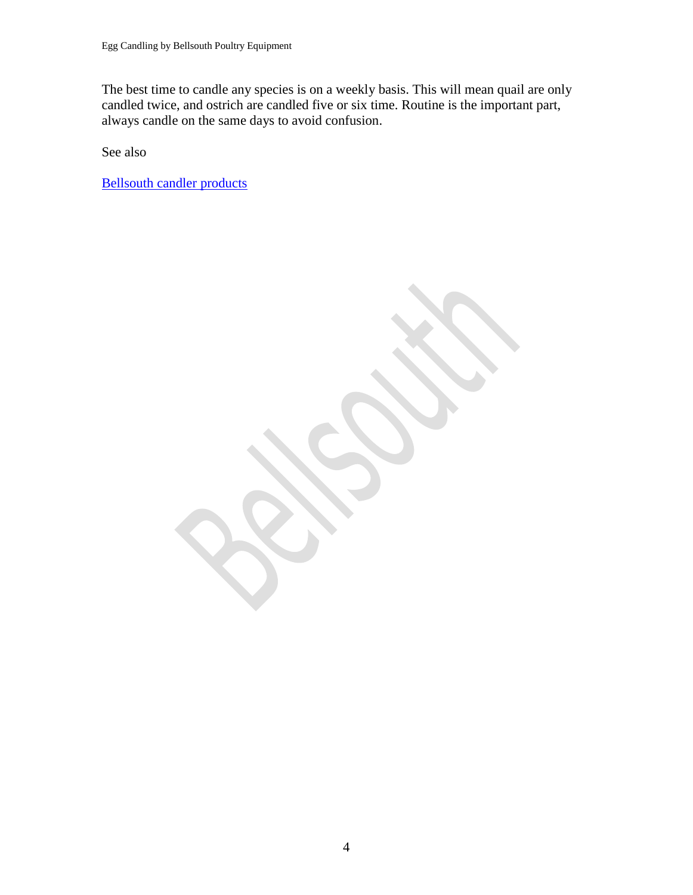The best time to candle any species is on a weekly basis. This will mean quail are only candled twice, and ostrich are candled five or six time. Routine is the important part, always candle on the same days to avoid confusion.

See also

Bellsouth candler products